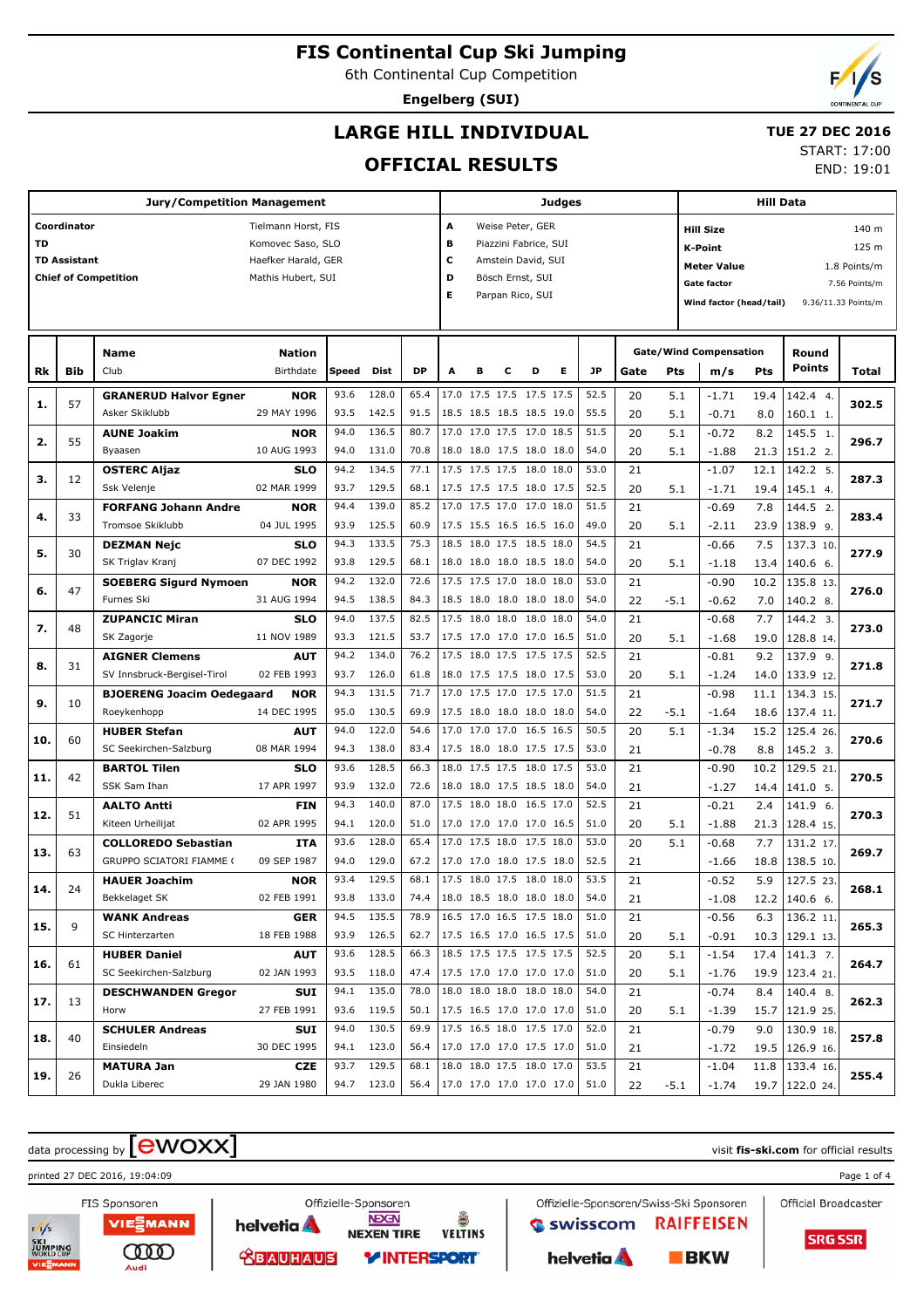# FIS Continental Cup Ski Jumping

6th Continental Cup Competition

**Engelberg (SUI)**

## LARGE HILL INDIVIDUAL

## OFFICIAL RESULTS

**TUE 27 DEC 2016**
START: 17:00
END: 19:01

| Jury/Competition Management | | Judges | | Hill Data | |
|---|---|---|---|---|---|
| **Coordinator** | Tielmann Horst, FIS | **A** | Weise Peter, GER | **Hill Size** | 140 m |
| **TD** | Komovec Saso, SLO | **B** | Piazzini Fabrice, SUI | **K-Point** | 125 m |
| **TD Assistant** | Haefker Harald, GER | **C** | Amstein David, SUI | **Meter Value** | 1.8 Points/m |
| **Chief of Competition** | Mathis Hubert, SUI | **D** | Bösch Ernst, SUI | **Gate factor** | 7.56 Points/m |
| | | **E** | Parpan Rico, SUI | **Wind factor (head/tail)** | 9.36/11.33 Points/m |

| Rk | Bib | Name / Club | Nation / Birthdate | Speed | Dist | DP | A | B | C | D | E | JP | Gate | Pts | m/s | Pts | Round Points | Total |
|---|---|---|---|---|---|---|---|---|---|---|---|---|---|---|---|---|---|---|
| **1.** | 57 | **GRANERUD Halvor Egner** | **NOR** | 93.6 | 128.0 | 65.4 | 17.0 | 17.5 | 17.5 | 17.5 | 17.5 | 52.5 | 20 | 5.1 | -1.71 | 19.4 | 142.4 4. | **302.5** |
| | | Asker Skiklubb | 29 MAY 1996 | 93.5 | 142.5 | 91.5 | 18.5 | 18.5 | 18.5 | 18.5 | 19.0 | 55.5 | 20 | 5.1 | -0.71 | 8.0 | 160.1 1. | |
| **2.** | 55 | **AUNE Joakim** | **NOR** | 94.0 | 136.5 | 80.7 | 17.0 | 17.0 | 17.5 | 17.0 | 18.5 | 51.5 | 20 | 5.1 | -0.72 | 8.2 | 145.5 1. | **296.7** |
| | | Byaasen | 10 AUG 1993 | 94.0 | 131.0 | 70.8 | 18.0 | 18.0 | 17.5 | 18.0 | 18.0 | 54.0 | 20 | 5.1 | -1.88 | 21.3 | 151.2 2. | |
| **3.** | 12 | **OSTERC Aljaz** | **SLO** | 94.2 | 134.5 | 77.1 | 17.5 | 17.5 | 17.5 | 18.0 | 18.0 | 53.0 | 21 | | -1.07 | 12.1 | 142.2 5. | **287.3** |
| | | Ssk Velenje | 02 MAR 1999 | 93.7 | 129.5 | 68.1 | 17.5 | 17.5 | 17.5 | 18.0 | 17.5 | 52.5 | 20 | 5.1 | -1.71 | 19.4 | 145.1 4. | |
| **4.** | 33 | **FORFANG Johann Andre** | **NOR** | 94.4 | 139.0 | 85.2 | 17.0 | 17.5 | 17.0 | 17.0 | 18.0 | 51.5 | 21 | | -0.69 | 7.8 | 144.5 2. | **283.4** |
| | | Tromsoe Skiklubb | 04 JUL 1995 | 93.9 | 125.5 | 60.9 | 17.5 | 15.5 | 16.5 | 16.5 | 16.0 | 49.0 | 20 | 5.1 | -2.11 | 23.9 | 138.9 9. | |
| **5.** | 30 | **DEZMAN Nejc** | **SLO** | 94.3 | 133.5 | 75.3 | 18.5 | 18.0 | 17.5 | 18.5 | 18.0 | 54.5 | 21 | | -0.66 | 7.5 | 137.3 10. | **277.9** |
| | | SK Triglav Kranj | 07 DEC 1992 | 93.8 | 129.5 | 68.1 | 18.0 | 18.0 | 18.0 | 18.5 | 18.0 | 54.0 | 20 | 5.1 | -1.18 | 13.4 | 140.6 6. | |
| **6.** | 47 | **SOEBERG Sigurd Nymoen** | **NOR** | 94.2 | 132.0 | 72.6 | 17.5 | 17.5 | 17.0 | 18.0 | 18.0 | 53.0 | 21 | | -0.90 | 10.2 | 135.8 13. | **276.0** |
| | | Furnes Ski | 31 AUG 1994 | 94.5 | 138.5 | 84.3 | 18.5 | 18.0 | 18.0 | 18.0 | 18.0 | 54.0 | 22 | -5.1 | -0.62 | 7.0 | 140.2 8. | |
| **7.** | 48 | **ZUPANCIC Miran** | **SLO** | 94.0 | 137.5 | 82.5 | 17.5 | 18.0 | 18.0 | 18.0 | 18.0 | 54.0 | 21 | | -0.68 | 7.7 | 144.2 3. | **273.0** |
| | | SK Zagorje | 11 NOV 1989 | 93.3 | 121.5 | 53.7 | 17.5 | 17.0 | 17.0 | 17.0 | 16.5 | 51.0 | 20 | 5.1 | -1.68 | 19.0 | 128.8 14. | |
| **8.** | 31 | **AIGNER Clemens** | **AUT** | 94.2 | 134.0 | 76.2 | 17.5 | 18.0 | 17.5 | 17.5 | 17.5 | 52.5 | 21 | | -0.81 | 9.2 | 137.9 9. | **271.8** |
| | | SV Innsbruck-Bergisel-Tirol | 02 FEB 1993 | 93.7 | 126.0 | 61.8 | 18.0 | 17.5 | 17.5 | 18.0 | 17.5 | 53.0 | 20 | 5.1 | -1.24 | 14.0 | 133.9 12. | |
| **9.** | 10 | **BJOERENG Joacim Oedegaard** | **NOR** | 94.3 | 131.5 | 71.7 | 17.0 | 17.5 | 17.0 | 17.5 | 17.0 | 51.5 | 21 | | -0.98 | 11.1 | 134.3 15. | **271.7** |
| | | Roeykenhopp | 14 DEC 1995 | 95.0 | 130.5 | 69.9 | 17.5 | 18.0 | 18.0 | 18.0 | 18.0 | 54.0 | 22 | -5.1 | -1.64 | 18.6 | 137.4 11. | |
| **10.** | 60 | **HUBER Stefan** | **AUT** | 94.0 | 122.0 | 54.6 | 17.0 | 17.0 | 17.0 | 16.5 | 16.5 | 50.5 | 20 | 5.1 | -1.34 | 15.2 | 125.4 26. | **270.6** |
| | | SC Seekirchen-Salzburg | 08 MAR 1994 | 94.3 | 138.0 | 83.4 | 17.5 | 18.0 | 18.0 | 17.5 | 17.5 | 53.0 | 21 | | -0.78 | 8.8 | 145.2 3. | |
| **11.** | 42 | **BARTOL Tilen** | **SLO** | 93.6 | 128.5 | 66.3 | 18.0 | 17.5 | 17.5 | 18.0 | 17.5 | 53.0 | 21 | | -0.90 | 10.2 | 129.5 21. | **270.5** |
| | | SSK Sam Ihan | 17 APR 1997 | 93.9 | 132.0 | 72.6 | 18.0 | 18.0 | 17.5 | 18.5 | 18.0 | 54.0 | 21 | | -1.27 | 14.4 | 141.0 5. | |
| **12.** | 51 | **AALTO Antti** | **FIN** | 94.3 | 140.0 | 87.0 | 17.5 | 18.0 | 18.0 | 16.5 | 17.0 | 52.5 | 21 | | -0.21 | 2.4 | 141.9 6. | **270.3** |
| | | Kiteen Urheilijat | 02 APR 1995 | 94.1 | 120.0 | 51.0 | 17.0 | 17.0 | 17.0 | 17.0 | 16.5 | 51.0 | 20 | 5.1 | -1.88 | 21.3 | 128.4 15. | |
| **13.** | 63 | **COLLOREDO Sebastian** | **ITA** | 93.6 | 128.0 | 65.4 | 17.0 | 17.5 | 18.0 | 17.5 | 18.0 | 53.0 | 20 | 5.1 | -0.68 | 7.7 | 131.2 17. | **269.7** |
| | | GRUPPO SCIATORI FIAMME ( | 09 SEP 1987 | 94.0 | 129.0 | 67.2 | 17.0 | 17.0 | 18.0 | 17.5 | 18.0 | 52.5 | 21 | | -1.66 | 18.8 | 138.5 10. | |
| **14.** | 24 | **HAUER Joachim** | **NOR** | 93.4 | 129.5 | 68.1 | 17.5 | 18.0 | 17.5 | 18.0 | 18.0 | 53.5 | 21 | | -0.52 | 5.9 | 127.5 23. | **268.1** |
| | | Bekkelaget SK | 02 FEB 1991 | 93.8 | 133.0 | 74.4 | 18.0 | 18.5 | 18.0 | 18.0 | 18.0 | 54.0 | 21 | | -1.08 | 12.2 | 140.6 6. | |
| **15.** | 9 | **WANK Andreas** | **GER** | 94.5 | 135.5 | 78.9 | 16.5 | 17.0 | 16.5 | 17.5 | 18.0 | 51.0 | 21 | | -0.56 | 6.3 | 136.2 11. | **265.3** |
| | | SC Hinterzarten | 18 FEB 1988 | 93.9 | 126.5 | 62.7 | 17.5 | 16.5 | 17.0 | 16.5 | 17.5 | 51.0 | 20 | 5.1 | -0.91 | 10.3 | 129.1 13. | |
| **16.** | 61 | **HUBER Daniel** | **AUT** | 93.6 | 128.5 | 66.3 | 18.5 | 17.5 | 17.5 | 17.5 | 17.5 | 52.5 | 20 | 5.1 | -1.54 | 17.4 | 141.3 7. | **264.7** |
| | | SC Seekirchen-Salzburg | 02 JAN 1993 | 93.5 | 118.0 | 47.4 | 17.5 | 17.0 | 17.0 | 17.0 | 17.0 | 51.0 | 20 | 5.1 | -1.76 | 19.9 | 123.4 21. | |
| **17.** | 13 | **DESCHWANDEN Gregor** | **SUI** | 94.1 | 135.0 | 78.0 | 18.0 | 18.0 | 18.0 | 18.0 | 18.0 | 54.0 | 21 | | -0.74 | 8.4 | 140.4 8. | **262.3** |
| | | Horw | 27 FEB 1991 | 93.6 | 119.5 | 50.1 | 17.5 | 16.5 | 17.0 | 17.0 | 17.0 | 51.0 | 20 | 5.1 | -1.39 | 15.7 | 121.9 25. | |
| **18.** | 40 | **SCHULER Andreas** | **SUI** | 94.0 | 130.5 | 69.9 | 17.5 | 16.5 | 18.0 | 17.5 | 17.0 | 52.0 | 21 | | -0.79 | 9.0 | 130.9 18. | **257.8** |
| | | Einsiedeln | 30 DEC 1995 | 94.1 | 123.0 | 56.4 | 17.0 | 17.0 | 17.0 | 17.5 | 17.0 | 51.0 | 21 | | -1.72 | 19.5 | 126.9 16. | |
| **19.** | 26 | **MATURA Jan** | **CZE** | 93.7 | 129.5 | 68.1 | 18.0 | 18.0 | 17.5 | 18.0 | 17.0 | 53.5 | 21 | | -1.04 | 11.8 | 133.4 16. | **255.4** |
| | | Dukla Liberec | 29 JAN 1980 | 94.7 | 123.0 | 56.4 | 17.0 | 17.0 | 17.0 | 17.0 | 17.0 | 51.0 | 22 | -5.1 | -1.74 | 19.7 | 122.0 24. | |

data processing by ewoxx — visit fis-ski.com for official results

printed 27 DEC 2016, 19:04:09

FIS Sponsoren: VIESSMANN, Audi — Offizielle-Sponsoren: helvetia, NEXEN TIRE, VELTINS, BAUHAUS, INTERSPORT — Offizielle-Sponsoren/Swiss-Ski Sponsoren: swisscom, RAIFFEISEN, helvetia, BKW — Official Broadcaster: SRG SSR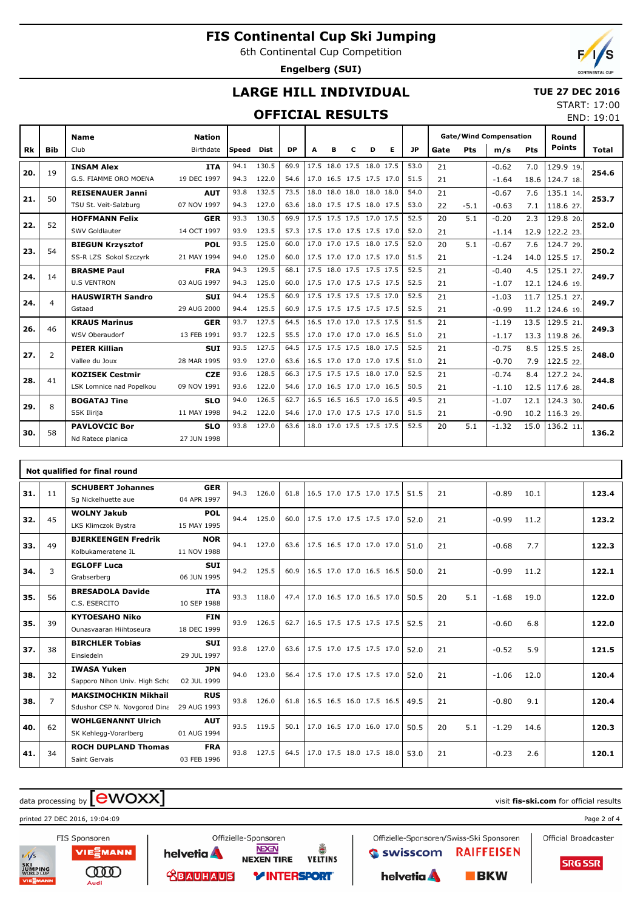# FIS Continental Cup Ski Jumping

6th Continental Cup Competition

**Engelberg (SUI)**

## LARGE HILL INDIVIDUAL

## OFFICIAL RESULTS

**TUE 27 DEC 2016**

START: 17:00

END: 19:01

| Rk | Bib | Name / Club | Nation / Birthdate | Speed | Dist | DP | A | B | C | D | E | JP | Gate | Pts | m/s | Pts | Round Points | Total |
|---|---|---|---|---|---|---|---|---|---|---|---|---|---|---|---|---|---|---|
| 20. | 19 | **INSAM Alex** | **ITA** | 94.1 | 130.5 | 69.9 | 17.5 | 18.0 | 17.5 | 18.0 | 17.5 | 53.0 | 21 | | -0.62 | 7.0 | 129.9 19. | **254.6** |
| | | G.S. FIAMME ORO MOENA | 19 DEC 1997 | 94.3 | 122.0 | 54.6 | 17.0 | 16.5 | 17.5 | 17.5 | 17.0 | 51.5 | 21 | | -1.64 | 18.6 | 124.7 18. | |
| 21. | 50 | **REISENAUER Janni** | **AUT** | 93.8 | 132.5 | 73.5 | 18.0 | 18.0 | 18.0 | 18.0 | 18.0 | 54.0 | 21 | | -0.67 | 7.6 | 135.1 14. | **253.7** |
| | | TSU St. Veit-Salzburg | 07 NOV 1997 | 94.3 | 127.0 | 63.6 | 18.0 | 17.5 | 17.5 | 18.0 | 17.5 | 53.0 | 22 | -5.1 | -0.63 | 7.1 | 118.6 27. | |
| 22. | 52 | **HOFFMANN Felix** | **GER** | 93.3 | 130.5 | 69.9 | 17.5 | 17.5 | 17.5 | 17.0 | 17.5 | 52.5 | 20 | 5.1 | -0.20 | 2.3 | 129.8 20. | **252.0** |
| | | SWV Goldlauter | 14 OCT 1997 | 93.9 | 123.5 | 57.3 | 17.5 | 17.0 | 17.5 | 17.5 | 17.0 | 52.0 | 21 | | -1.14 | 12.9 | 122.2 23. | |
| 23. | 54 | **BIEGUN Krzysztof** | **POL** | 93.5 | 125.0 | 60.0 | 17.0 | 17.0 | 17.5 | 18.0 | 17.5 | 52.0 | 20 | 5.1 | -0.67 | 7.6 | 124.7 29. | **250.2** |
| | | SS-R LZS Sokol Szczyrk | 21 MAY 1994 | 94.0 | 125.0 | 60.0 | 17.5 | 17.0 | 17.0 | 17.5 | 17.0 | 51.5 | 21 | | -1.24 | 14.0 | 125.5 17. | |
| 24. | 14 | **BRASME Paul** | **FRA** | 94.3 | 129.5 | 68.1 | 17.5 | 18.0 | 17.5 | 17.5 | 17.5 | 52.5 | 21 | | -0.40 | 4.5 | 125.1 27. | **249.7** |
| | | U.S VENTRON | 03 AUG 1997 | 94.3 | 125.0 | 60.0 | 17.5 | 17.0 | 17.5 | 17.5 | 17.5 | 52.5 | 21 | | -1.07 | 12.1 | 124.6 19. | |
| 24. | 4 | **HAUSWIRTH Sandro** | **SUI** | 94.4 | 125.5 | 60.9 | 17.5 | 17.5 | 17.5 | 17.5 | 17.0 | 52.5 | 21 | | -1.03 | 11.7 | 125.1 27. | **249.7** |
| | | Gstaad | 29 AUG 2000 | 94.4 | 125.5 | 60.9 | 17.5 | 17.5 | 17.5 | 17.5 | 17.5 | 52.5 | 21 | | -0.99 | 11.2 | 124.6 19. | |
| 26. | 46 | **KRAUS Marinus** | **GER** | 93.7 | 127.5 | 64.5 | 16.5 | 17.0 | 17.0 | 17.5 | 17.5 | 51.5 | 21 | | -1.19 | 13.5 | 129.5 21. | **249.3** |
| | | WSV Oberaudorf | 13 FEB 1991 | 93.7 | 122.5 | 55.5 | 17.0 | 17.0 | 17.0 | 17.0 | 16.5 | 51.0 | 21 | | -1.17 | 13.3 | 119.8 26. | |
| 27. | 2 | **PEIER Killian** | **SUI** | 93.5 | 127.5 | 64.5 | 17.5 | 17.5 | 17.5 | 18.0 | 17.5 | 52.5 | 21 | | -0.75 | 8.5 | 125.5 25. | **248.0** |
| | | Vallee du Joux | 28 MAR 1995 | 93.9 | 127.0 | 63.6 | 16.5 | 17.0 | 17.0 | 17.0 | 17.5 | 51.0 | 21 | | -0.70 | 7.9 | 122.5 22. | |
| 28. | 41 | **KOZISEK Cestmir** | **CZE** | 93.6 | 128.5 | 66.3 | 17.5 | 17.5 | 17.5 | 18.0 | 17.0 | 52.5 | 21 | | -0.74 | 8.4 | 127.2 24. | **244.8** |
| | | LSK Lomnice nad Popelkou | 09 NOV 1991 | 93.6 | 122.0 | 54.6 | 17.0 | 16.5 | 17.0 | 17.0 | 16.5 | 50.5 | 21 | | -1.10 | 12.5 | 117.6 28. | |
| 29. | 8 | **BOGATAJ Tine** | **SLO** | 94.0 | 126.5 | 62.7 | 16.5 | 16.5 | 16.5 | 17.0 | 16.5 | 49.5 | 21 | | -1.07 | 12.1 | 124.3 30. | **240.6** |
| | | SSK Ilirija | 11 MAY 1998 | 94.2 | 122.0 | 54.6 | 17.0 | 17.0 | 17.5 | 17.5 | 17.0 | 51.5 | 21 | | -0.90 | 10.2 | 116.3 29. | |
| 30. | 58 | **PAVLOVCIC Bor** | **SLO** | 93.8 | 127.0 | 63.6 | 18.0 | 17.0 | 17.5 | 17.5 | 17.5 | 52.5 | 20 | 5.1 | -1.32 | 15.0 | 136.2 11. | **136.2** |
| | | Nd Ratece planica | 27 JUN 1998 | | | | | | | | | | | | | | | |

### Not qualified for final round

| Rk | Bib | Name / Club | Nation / Birthdate | Speed | Dist | DP | A | B | C | D | E | JP | Gate | Pts | m/s | Pts | Round Points | Total |
|---|---|---|---|---|---|---|---|---|---|---|---|---|---|---|---|---|---|---|
| 31. | 11 | **SCHUBERT Johannes** / Sg Nickelhuette aue | **GER** / 04 APR 1997 | 94.3 | 126.0 | 61.8 | 16.5 | 17.0 | 17.5 | 17.0 | 17.5 | 51.5 | 21 | | -0.89 | 10.1 | | **123.4** |
| 32. | 45 | **WOLNY Jakub** / LKS Klimczok Bystra | **POL** / 15 MAY 1995 | 94.4 | 125.0 | 60.0 | 17.5 | 17.0 | 17.5 | 17.5 | 17.0 | 52.0 | 21 | | -0.99 | 11.2 | | **123.2** |
| 33. | 49 | **BJERKEENGEN Fredrik** / Kolbukameratene IL | **NOR** / 11 NOV 1988 | 94.1 | 127.0 | 63.6 | 17.5 | 16.5 | 17.0 | 17.0 | 17.0 | 51.0 | 21 | | -0.68 | 7.7 | | **122.3** |
| 34. | 3 | **EGLOFF Luca** / Grabserberg | **SUI** / 06 JUN 1995 | 94.2 | 125.5 | 60.9 | 16.5 | 17.0 | 17.0 | 16.5 | 16.5 | 50.0 | 21 | | -0.99 | 11.2 | | **122.1** |
| 35. | 56 | **BRESADOLA Davide** / C.S. ESERCITO | **ITA** / 10 SEP 1988 | 93.3 | 118.0 | 47.4 | 17.0 | 16.5 | 17.0 | 16.5 | 17.0 | 50.5 | 20 | 5.1 | -1.68 | 19.0 | | **122.0** |
| 35. | 39 | **KYTOESAHO Niko** / Ounasvaaran Hiihtoseura | **FIN** / 18 DEC 1999 | 93.9 | 126.5 | 62.7 | 16.5 | 17.5 | 17.5 | 17.5 | 17.5 | 52.5 | 21 | | -0.60 | 6.8 | | **122.0** |
| 37. | 38 | **BIRCHLER Tobias** / Einsiedeln | **SUI** / 29 JUL 1997 | 93.8 | 127.0 | 63.6 | 17.5 | 17.0 | 17.5 | 17.5 | 17.0 | 52.0 | 21 | | -0.52 | 5.9 | | **121.5** |
| 38. | 32 | **IWASA Yuken** / Sapporo Nihon Univ. High Schc | **JPN** / 02 JUL 1999 | 94.0 | 123.0 | 56.4 | 17.5 | 17.0 | 17.5 | 17.5 | 17.0 | 52.0 | 21 | | -1.06 | 12.0 | | **120.4** |
| 38. | 7 | **MAKSIMOCHKIN Mikhail** / Sdushor CSP N. Novgorod Dina | **RUS** / 29 AUG 1993 | 93.8 | 126.0 | 61.8 | 16.5 | 16.5 | 16.0 | 17.5 | 16.5 | 49.5 | 21 | | -0.80 | 9.1 | | **120.4** |
| 40. | 62 | **WOHLGENANNT Ulrich** / SK Kehlegg-Vorarlberg | **AUT** / 01 AUG 1994 | 93.5 | 119.5 | 50.1 | 17.0 | 16.5 | 17.0 | 16.0 | 17.0 | 50.5 | 20 | 5.1 | -1.29 | 14.6 | | **120.3** |
| 41. | 34 | **ROCH DUPLAND Thomas** / Saint Gervais | **FRA** / 03 FEB 1996 | 93.8 | 127.5 | 64.5 | 17.0 | 17.5 | 18.0 | 17.5 | 18.0 | 53.0 | 21 | | -0.23 | 2.6 | | **120.1** |

data processing by ewoxx — visit **fis-ski.com** for official results

printed 27 DEC 2016, 19:04:09

FIS Sponsoren: VIESSMANN, Audi — Offizielle-Sponsoren: helvetia, NEXEN TIRE, VELTINS, BAUHAUS, INTERSPORT — Offizielle-Sponsoren/Swiss-Ski Sponsoren: swisscom, RAIFFEISEN, helvetia, BKW — Official Broadcaster: SRG SSR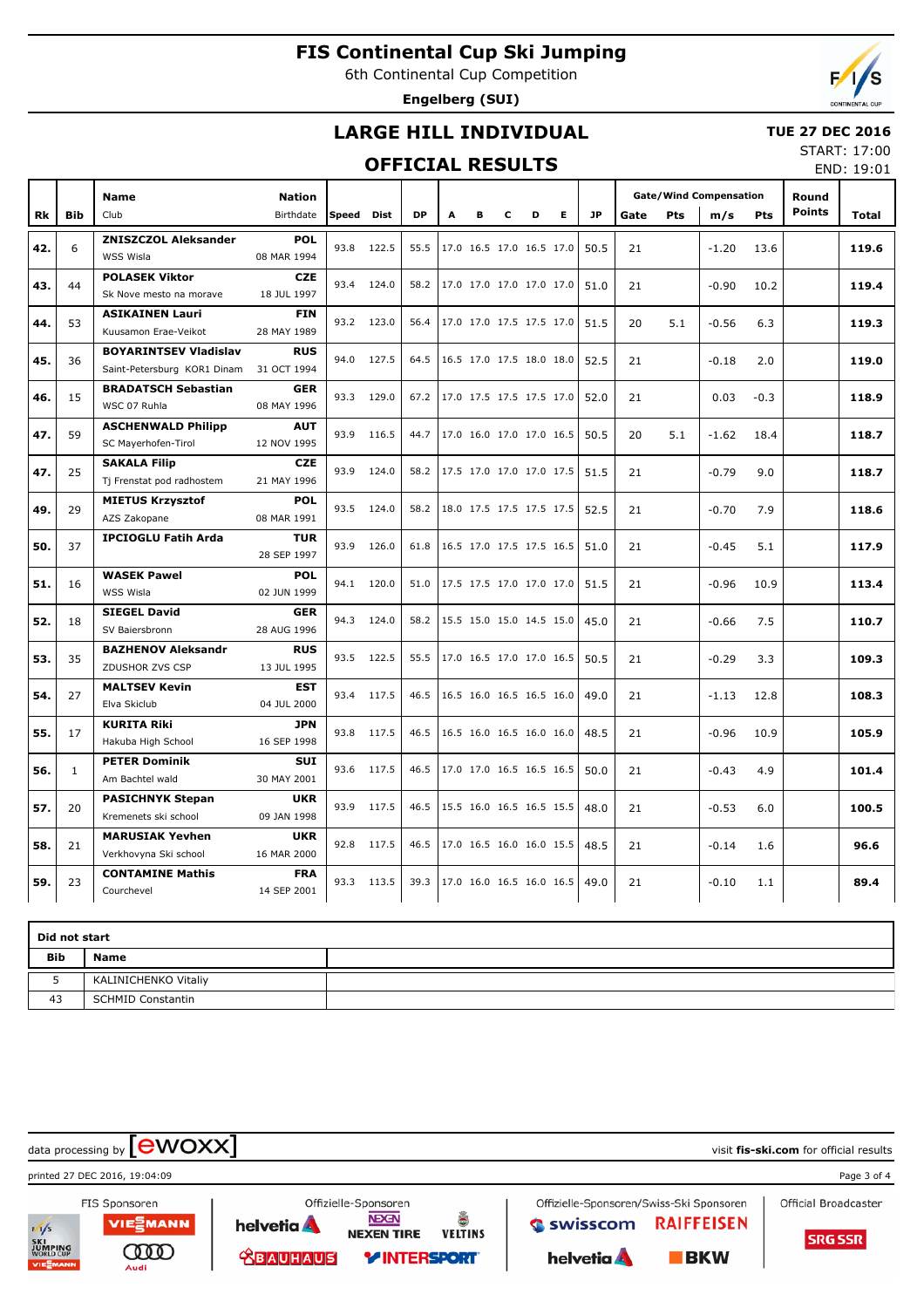# FIS Continental Cup Ski Jumping

6th Continental Cup Competition

**Engelberg (SUI)**

## LARGE HILL INDIVIDUAL

## OFFICIAL RESULTS

**TUE 27 DEC 2016**
START: 17:00
END: 19:01

| Rk | Bib | Name / Club | Nation / Birthdate | Speed | Dist | DP | A | B | C | D | E | JP | Gate | Pts | m/s | Pts | Round Points | Total |
|---|---|---|---|---|---|---|---|---|---|---|---|---|---|---|---|---|---|---|
| 42. | 6 | **ZNISZCZOL Aleksander** WSS Wisla | **POL** 08 MAR 1994 | 93.8 | 122.5 | 55.5 | 17.0 | 16.5 | 17.0 | 16.5 | 17.0 | 50.5 | 21 | | -1.20 | 13.6 | | **119.6** |
| 43. | 44 | **POLASEK Viktor** Sk Nove mesto na morave | **CZE** 18 JUL 1997 | 93.4 | 124.0 | 58.2 | 17.0 | 17.0 | 17.0 | 17.0 | 17.0 | 51.0 | 21 | | -0.90 | 10.2 | | **119.4** |
| 44. | 53 | **ASIKAINEN Lauri** Kuusamon Erae-Veikot | **FIN** 28 MAY 1989 | 93.2 | 123.0 | 56.4 | 17.0 | 17.0 | 17.5 | 17.5 | 17.0 | 51.5 | 20 | 5.1 | -0.56 | 6.3 | | **119.3** |
| 45. | 36 | **BOYARINTSEV Vladislav** Saint-Petersburg KOR1 Dinam | **RUS** 31 OCT 1994 | 94.0 | 127.5 | 64.5 | 16.5 | 17.0 | 17.5 | 18.0 | 18.0 | 52.5 | 21 | | -0.18 | 2.0 | | **119.0** |
| 46. | 15 | **BRADATSCH Sebastian** WSC 07 Ruhla | **GER** 08 MAY 1996 | 93.3 | 129.0 | 67.2 | 17.0 | 17.5 | 17.5 | 17.5 | 17.0 | 52.0 | 21 | | 0.03 | -0.3 | | **118.9** |
| 47. | 59 | **ASCHENWALD Philipp** SC Mayerhofen-Tirol | **AUT** 12 NOV 1995 | 93.9 | 116.5 | 44.7 | 17.0 | 16.0 | 17.0 | 17.0 | 16.5 | 50.5 | 20 | 5.1 | -1.62 | 18.4 | | **118.7** |
| 47. | 25 | **SAKALA Filip** Tj Frenstat pod radhostem | **CZE** 21 MAY 1996 | 93.9 | 124.0 | 58.2 | 17.5 | 17.0 | 17.0 | 17.0 | 17.5 | 51.5 | 21 | | -0.79 | 9.0 | | **118.7** |
| 49. | 29 | **MIETUS Krzysztof** AZS Zakopane | **POL** 08 MAR 1991 | 93.5 | 124.0 | 58.2 | 18.0 | 17.5 | 17.5 | 17.5 | 17.5 | 52.5 | 21 | | -0.70 | 7.9 | | **118.6** |
| 50. | 37 | **IPCIOGLU Fatih Arda** | **TUR** 28 SEP 1997 | 93.9 | 126.0 | 61.8 | 16.5 | 17.0 | 17.5 | 17.5 | 16.5 | 51.0 | 21 | | -0.45 | 5.1 | | **117.9** |
| 51. | 16 | **WASEK Pawel** WSS Wisla | **POL** 02 JUN 1999 | 94.1 | 120.0 | 51.0 | 17.5 | 17.5 | 17.0 | 17.0 | 17.0 | 51.5 | 21 | | -0.96 | 10.9 | | **113.4** |
| 52. | 18 | **SIEGEL David** SV Baiersbronn | **GER** 28 AUG 1996 | 94.3 | 124.0 | 58.2 | 15.5 | 15.0 | 15.0 | 14.5 | 15.0 | 45.0 | 21 | | -0.66 | 7.5 | | **110.7** |
| 53. | 35 | **BAZHENOV Aleksandr** ZDUSHOR ZVS CSP | **RUS** 13 JUL 1995 | 93.5 | 122.5 | 55.5 | 17.0 | 16.5 | 17.0 | 17.0 | 16.5 | 50.5 | 21 | | -0.29 | 3.3 | | **109.3** |
| 54. | 27 | **MALTSEV Kevin** Elva Skiclub | **EST** 04 JUL 2000 | 93.4 | 117.5 | 46.5 | 16.5 | 16.0 | 16.5 | 16.5 | 16.0 | 49.0 | 21 | | -1.13 | 12.8 | | **108.3** |
| 55. | 17 | **KURITA Riki** Hakuba High School | **JPN** 16 SEP 1998 | 93.8 | 117.5 | 46.5 | 16.5 | 16.0 | 16.5 | 16.0 | 16.0 | 48.5 | 21 | | -0.96 | 10.9 | | **105.9** |
| 56. | 1 | **PETER Dominik** Am Bachtel wald | **SUI** 30 MAY 2001 | 93.6 | 117.5 | 46.5 | 17.0 | 17.0 | 16.5 | 16.5 | 16.5 | 50.0 | 21 | | -0.43 | 4.9 | | **101.4** |
| 57. | 20 | **PASICHNYK Stepan** Kremenets ski school | **UKR** 09 JAN 1998 | 93.9 | 117.5 | 46.5 | 15.5 | 16.0 | 16.5 | 16.5 | 15.5 | 48.0 | 21 | | -0.53 | 6.0 | | **100.5** |
| 58. | 21 | **MARUSIAK Yevhen** Verkhovyna Ski school | **UKR** 16 MAR 2000 | 92.8 | 117.5 | 46.5 | 17.0 | 16.5 | 16.0 | 16.0 | 15.5 | 48.5 | 21 | | -0.14 | 1.6 | | **96.6** |
| 59. | 23 | **CONTAMINE Mathis** Courchevel | **FRA** 14 SEP 2001 | 93.3 | 113.5 | 39.3 | 17.0 | 16.0 | 16.5 | 16.0 | 16.5 | 49.0 | 21 | | -0.10 | 1.1 | | **89.4** |

**Did not start**

| Bib | Name |
|---|---|
| 5 | KALINICHENKO Vitaliy |
| 43 | SCHMID Constantin |

data processing by ewoxx — visit **fis-ski.com** for official results

printed 27 DEC 2016, 19:04:09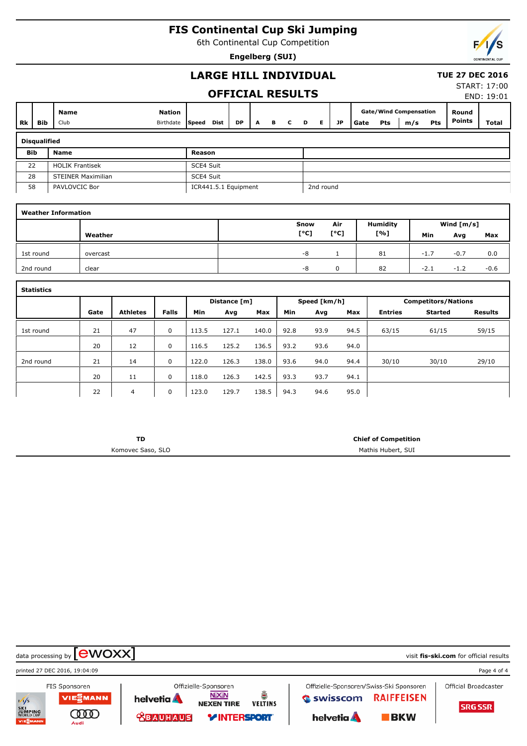# FIS Continental Cup Ski Jumping

6th Continental Cup Competition

**Engelberg (SUI)**

## LARGE HILL INDIVIDUAL

## OFFICIAL RESULTS

**TUE 27 DEC 2016**

START: 17:00

END: 19:01

| Rk | Bib | Name / Club | Nation / Birthdate | Speed | Dist | DP | A | B | C | D | E | JP | Gate | Pts | m/s | Pts | Round Points | Total |
|---|---|---|---|---|---|---|---|---|---|---|---|---|---|---|---|---|---|---|

**Disqualified**

| Bib | Name | Reason | |
|---|---|---|---|
| 22 | HOLIK Frantisek | SCE4 Suit | |
| 28 | STEINER Maximilian | SCE4 Suit | |
| 58 | PAVLOVCIC Bor | ICR441.5.1 Equipment | 2nd round |

**Weather Information**

| | Weather | Snow [°C] | Air [°C] | Humidity [%] | Wind [m/s] Min | Avg | Max |
|---|---|---|---|---|---|---|---|
| 1st round | overcast | -8 | 1 | 81 | -1.7 | -0.7 | 0.0 |
| 2nd round | clear | -8 | 0 | 82 | -2.1 | -1.2 | -0.6 |

**Statistics**

| | Gate | Athletes | Falls | Distance [m] Min | Avg | Max | Speed [km/h] Min | Avg | Max | Competitors/Nations Entries | Started | Results |
|---|---|---|---|---|---|---|---|---|---|---|---|---|
| 1st round | 21 | 47 | 0 | 113.5 | 127.1 | 140.0 | 92.8 | 93.9 | 94.5 | 63/15 | 61/15 | 59/15 |
| | 20 | 12 | 0 | 116.5 | 125.2 | 136.5 | 93.2 | 93.6 | 94.0 | | | |
| 2nd round | 21 | 14 | 0 | 122.0 | 126.3 | 138.0 | 93.6 | 94.0 | 94.4 | 30/10 | 30/10 | 29/10 |
| | 20 | 11 | 0 | 118.0 | 126.3 | 142.5 | 93.3 | 93.7 | 94.1 | | | |
| | 22 | 4 | 0 | 123.0 | 129.7 | 138.5 | 94.3 | 94.6 | 95.0 | | | |

**TD**
Komovec Saso, SLO

**Chief of Competition**
Mathis Hubert, SUI

data processing by ewoxx

visit fis-ski.com for official results

printed 27 DEC 2016, 19:04:09

FIS Sponsoren | Offizielle-Sponsoren | Offizielle-Sponsoren/Swiss-Ski Sponsoren | Official Broadcaster